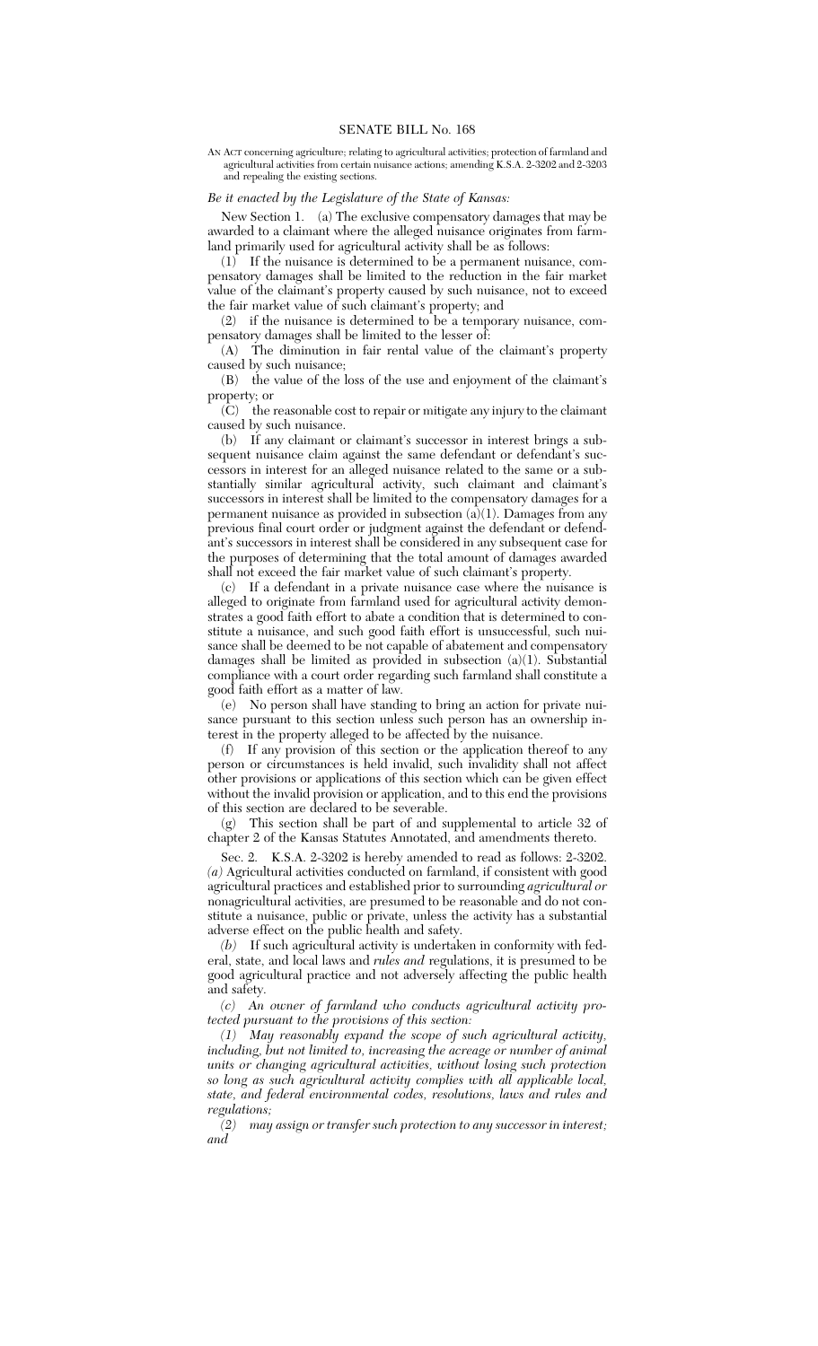# SENATE BILL No. 168

AN ACT concerning agriculture; relating to agricultural activities; protection of farmland and agricultural activities from certain nuisance actions; amending K.S.A. 2-3202 and 2-3203 and repealing the existing sections.

*Be it enacted by the Legislature of the State of Kansas:*

New Section 1. (a) The exclusive compensatory damages that may be awarded to a claimant where the alleged nuisance originates from farmland primarily used for agricultural activity shall be as follows:

(1) If the nuisance is determined to be a permanent nuisance, compensatory damages shall be limited to the reduction in the fair market value of the claimant's property caused by such nuisance, not to exceed the fair market value of such claimant's property; and

(2) if the nuisance is determined to be a temporary nuisance, compensatory damages shall be limited to the lesser of:

(A) The diminution in fair rental value of the claimant's property caused by such nuisance;

(B) the value of the loss of the use and enjoyment of the claimant's property; or

(C) the reasonable cost to repair or mitigate any injury to the claimant caused by such nuisance.

(b) If any claimant or claimant's successor in interest brings a subsequent nuisance claim against the same defendant or defendant's successors in interest for an alleged nuisance related to the same or a substantially similar agricultural activity, such claimant and claimant's successors in interest shall be limited to the compensatory damages for a permanent nuisance as provided in subsection (a)(1). Damages from any previous final court order or judgment against the defendant or defendant's successors in interest shall be considered in any subsequent case for the purposes of determining that the total amount of damages awarded shall not exceed the fair market value of such claimant's property.

(c) If a defendant in a private nuisance case where the nuisance is alleged to originate from farmland used for agricultural activity demonstrates a good faith effort to abate a condition that is determined to constitute a nuisance, and such good faith effort is unsuccessful, such nuisance shall be deemed to be not capable of abatement and compensatory damages shall be limited as provided in subsection (a)(1). Substantial compliance with a court order regarding such farmland shall constitute a good faith effort as a matter of law.

(e) No person shall have standing to bring an action for private nuisance pursuant to this section unless such person has an ownership interest in the property alleged to be affected by the nuisance.

(f) If any provision of this section or the application thereof to any person or circumstances is held invalid, such invalidity shall not affect other provisions or applications of this section which can be given effect without the invalid provision or application, and to this end the provisions of this section are declared to be severable.

(g) This section shall be part of and supplemental to article 32 of chapter 2 of the Kansas Statutes Annotated, and amendments thereto.

Sec. 2. K.S.A. 2-3202 is hereby amended to read as follows: 2-3202. *(a)* Agricultural activities conducted on farmland, if consistent with good agricultural practices and established prior to surrounding *agricultural or* nonagricultural activities, are presumed to be reasonable and do not constitute a nuisance, public or private, unless the activity has a substantial adverse effect on the public health and safety.

*(b)* If such agricultural activity is undertaken in conformity with federal, state, and local laws and *rules and* regulations, it is presumed to be good agricultural practice and not adversely affecting the public health and safety.

*(c) An owner of farmland who conducts agricultural activity protected pursuant to the provisions of this section:*

*(1) May reasonably expand the scope of such agricultural activity, including, but not limited to, increasing the acreage or number of animal units or changing agricultural activities, without losing such protection so long as such agricultural activity complies with all applicable local, state, and federal environmental codes, resolutions, laws and rules and regulations;*

*(2) may assign or transfer such protection to any successor in interest; and*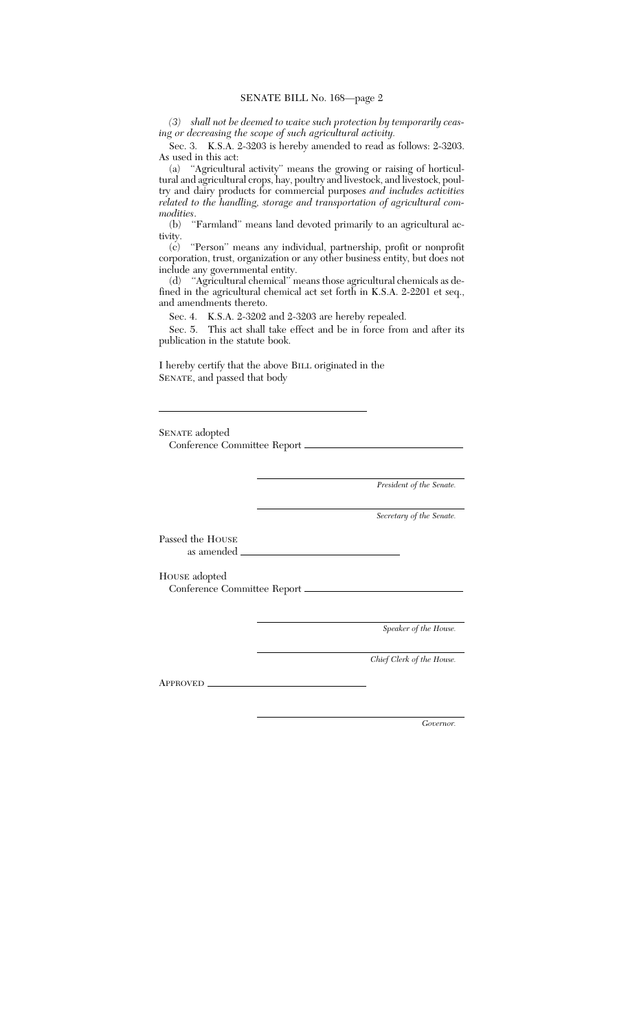*(3) shall not be deemed to waive such protection by temporarily ceasing or decreasing the scope of such agricultural activity.*

Sec. 3. K.S.A. 2-3203 is hereby amended to read as follows: 2-3203. As used in this act:

(a) ''Agricultural activity'' means the growing or raising of horticultural and agricultural crops, hay, poultry and livestock, and livestock, poultry and dairy products for commercial purposes *and includes activities related to the handling, storage and transportation of agricultural commodities*.

(b) ''Farmland'' means land devoted primarily to an agricultural activity.

(c) ''Person'' means any individual, partnership, profit or nonprofit corporation, trust, organization or any other business entity, but does not include any governmental entity.

(d) ''Agricultural chemical'' means those agricultural chemicals as defined in the agricultural chemical act set forth in K.S.A. 2-2201 et seq., and amendments thereto.

Sec. 4. K.S.A. 2-3202 and 2-3203 are hereby repealed.

Sec. 5. This act shall take effect and be in force from and after its publication in the statute book.

I hereby certify that the above BILL originated in the SENATE, and passed that body

\_\_\_\_\_\_\_\_\_\_\_\_\_\_\_\_\_\_\_\_\_\_\_\_\_\_\_\_\_\_

SENATE adopted
Conference Committee Report \_\_\_\_\_\_\_\_\_\_\_\_\_\_\_\_\_\_\_\_

\_\_\_\_\_\_\_\_\_\_\_\_\_\_\_\_\_\_\_\_\_\_\_\_\_\_\_\_\_\_
*President of the Senate.*

\_\_\_\_\_\_\_\_\_\_\_\_\_\_\_\_\_\_\_\_\_\_\_\_\_\_\_\_\_\_
*Secretary of the Senate.*

Passed the HOUSE
as amended \_\_\_\_\_\_\_\_\_\_\_\_\_\_\_\_\_\_\_\_

HOUSE adopted
Conference Committee Report \_\_\_\_\_\_\_\_\_\_\_\_\_\_\_\_\_\_\_\_

\_\_\_\_\_\_\_\_\_\_\_\_\_\_\_\_\_\_\_\_\_\_\_\_\_\_\_\_\_\_
*Speaker of the House.*

\_\_\_\_\_\_\_\_\_\_\_\_\_\_\_\_\_\_\_\_\_\_\_\_\_\_\_\_\_\_
*Chief Clerk of the House.*

APPROVED \_\_\_\_\_\_\_\_\_\_\_\_\_\_\_\_\_\_\_\_

\_\_\_\_\_\_\_\_\_\_\_\_\_\_\_\_\_\_\_\_\_\_\_\_\_\_\_\_\_\_
*Governor.*